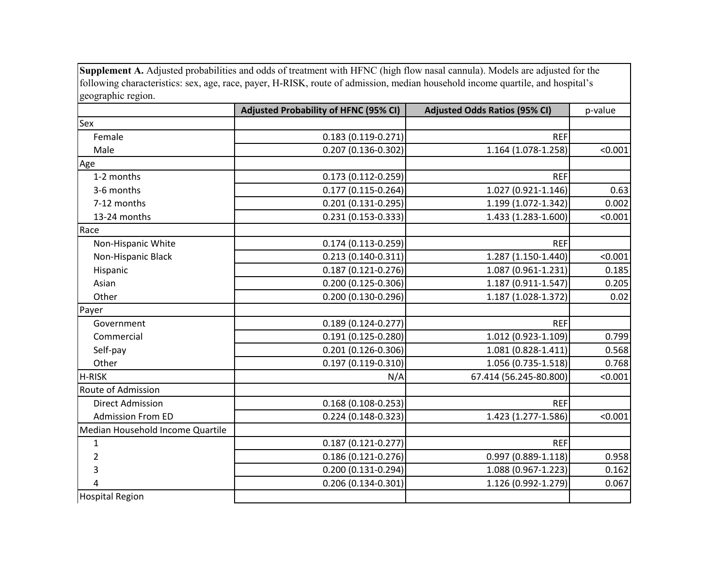**Supplement A.** Adjusted probabilities and odds of treatment with HFNC (high flow nasal cannula). Models are adjusted for the following characteristics: sex, age, race, payer, H-RISK, route of admission, median household income quartile, and hospital's geographic region.

| | Adjusted Probability of HFNC (95% CI) | Adjusted Odds Ratios (95% CI) | p-value |
|---|---|---|---|
| Sex | | | |
| Female | 0.183 (0.119-0.271) | REF | |
| Male | 0.207 (0.136-0.302) | 1.164 (1.078-1.258) | <0.001 |
| Age | | | |
| 1-2 months | 0.173 (0.112-0.259) | REF | |
| 3-6 months | 0.177 (0.115-0.264) | 1.027 (0.921-1.146) | 0.63 |
| 7-12 months | 0.201 (0.131-0.295) | 1.199 (1.072-1.342) | 0.002 |
| 13-24 months | 0.231 (0.153-0.333) | 1.433 (1.283-1.600) | <0.001 |
| Race | | | |
| Non-Hispanic White | 0.174 (0.113-0.259) | REF | |
| Non-Hispanic Black | 0.213 (0.140-0.311) | 1.287 (1.150-1.440) | <0.001 |
| Hispanic | 0.187 (0.121-0.276) | 1.087 (0.961-1.231) | 0.185 |
| Asian | 0.200 (0.125-0.306) | 1.187 (0.911-1.547) | 0.205 |
| Other | 0.200 (0.130-0.296) | 1.187 (1.028-1.372) | 0.02 |
| Payer | | | |
| Government | 0.189 (0.124-0.277) | REF | |
| Commercial | 0.191 (0.125-0.280) | 1.012 (0.923-1.109) | 0.799 |
| Self-pay | 0.201 (0.126-0.306) | 1.081 (0.828-1.411) | 0.568 |
| Other | 0.197 (0.119-0.310) | 1.056 (0.735-1.518) | 0.768 |
| H-RISK | N/A | 67.414 (56.245-80.800) | <0.001 |
| Route of Admission | | | |
| Direct Admission | 0.168 (0.108-0.253) | REF | |
| Admission From ED | 0.224 (0.148-0.323) | 1.423 (1.277-1.586) | <0.001 |
| Median Household Income Quartile | | | |
| 1 | 0.187 (0.121-0.277) | REF | |
| 2 | 0.186 (0.121-0.276) | 0.997 (0.889-1.118) | 0.958 |
| 3 | 0.200 (0.131-0.294) | 1.088 (0.967-1.223) | 0.162 |
| 4 | 0.206 (0.134-0.301) | 1.126 (0.992-1.279) | 0.067 |
| Hospital Region | | | |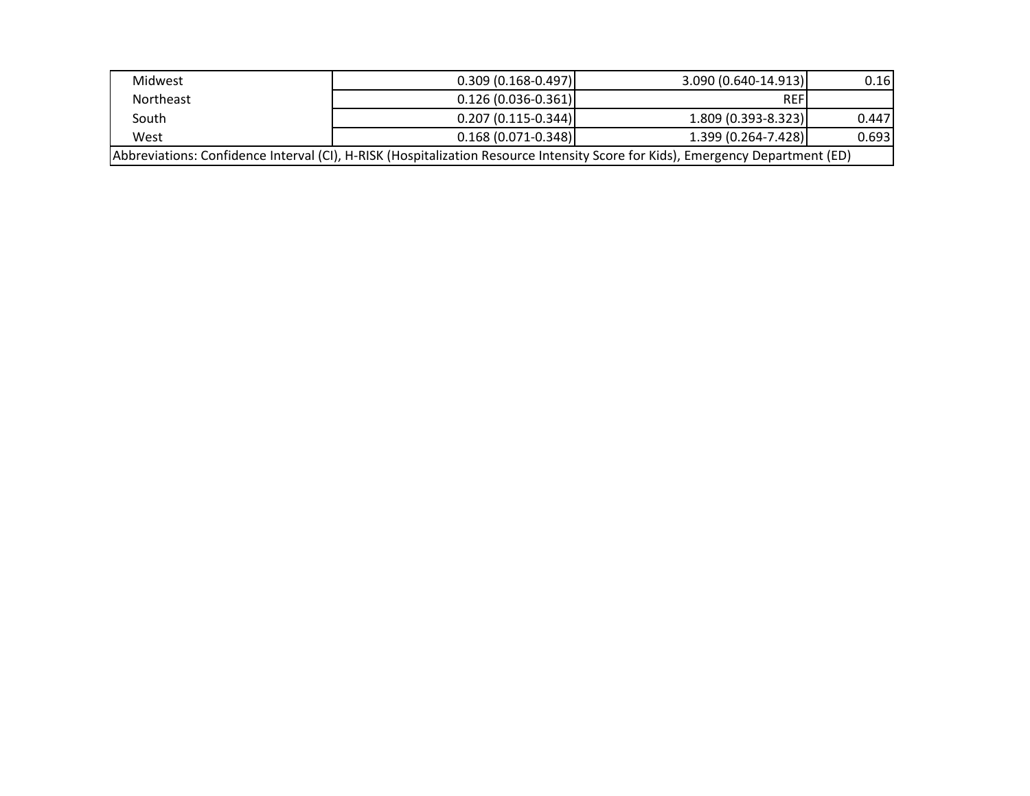| | | | |
|---|---|---|---|
| Midwest | 0.309 (0.168-0.497) | 3.090 (0.640-14.913) | 0.16 |
| Northeast | 0.126 (0.036-0.361) | REF | |
| South | 0.207 (0.115-0.344) | 1.809 (0.393-8.323) | 0.447 |
| West | 0.168 (0.071-0.348) | 1.399 (0.264-7.428) | 0.693 |

Abbreviations: Confidence Interval (CI), H-RISK (Hospitalization Resource Intensity Score for Kids), Emergency Department (ED)